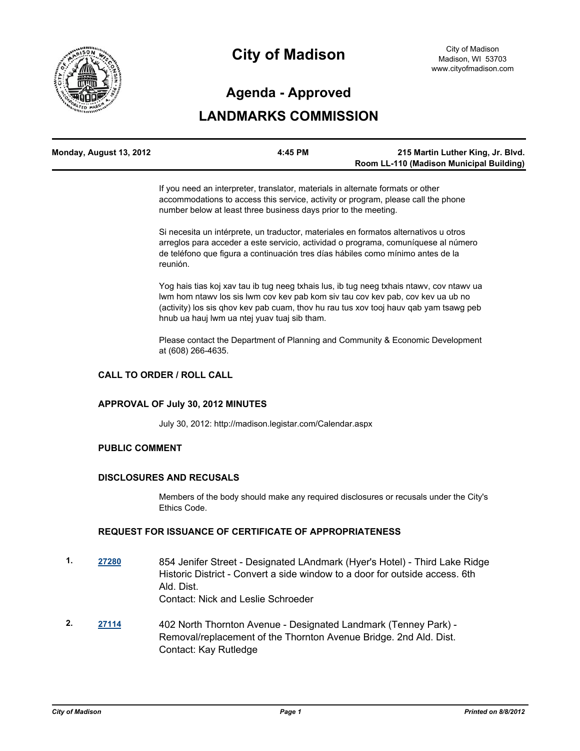# City of Madison

City of Madison
Madison, WI 53703
www.cityofmadison.com

## Agenda - Approved

## LANDMARKS COMMISSION

| Monday, August 13, 2012 | 4:45 PM | 215 Martin Luther King, Jr. Blvd. Room LL-110 (Madison Municipal Building) |
|---|---|---|

If you need an interpreter, translator, materials in alternate formats or other accommodations to access this service, activity or program, please call the phone number below at least three business days prior to the meeting.

Si necesita un intérprete, un traductor, materiales en formatos alternativos u otros arreglos para acceder a este servicio, actividad o programa, comuníquese al número de teléfono que figura a continuación tres días hábiles como mínimo antes de la reunión.

Yog hais tias koj xav tau ib tug neeg txhais lus, ib tug neeg txhais ntawv, cov ntawv ua lwm hom ntawv los sis lwm cov kev pab kom siv tau cov kev pab, cov kev ua ub no (activity) los sis qhov kev pab cuam, thov hu rau tus xov tooj hauv qab yam tsawg peb hnub ua hauj lwm ua ntej yuav tuaj sib tham.

Please contact the Department of Planning and Community & Economic Development at (608) 266-4635.

### CALL TO ORDER / ROLL CALL

### APPROVAL OF July 30, 2012 MINUTES

July 30, 2012: http://madison.legistar.com/Calendar.aspx

### PUBLIC COMMENT

### DISCLOSURES AND RECUSALS

Members of the body should make any required disclosures or recusals under the City's Ethics Code.

### REQUEST FOR ISSUANCE OF CERTIFICATE OF APPROPRIATENESS

1. **27280** 854 Jenifer Street - Designated LAndmark (Hyer's Hotel) - Third Lake Ridge Historic District - Convert a side window to a door for outside access. 6th Ald. Dist.
   Contact: Nick and Leslie Schroeder

2. **27114** 402 North Thornton Avenue - Designated Landmark (Tenney Park) - Removal/replacement of the Thornton Avenue Bridge. 2nd Ald. Dist.
   Contact: Kay Rutledge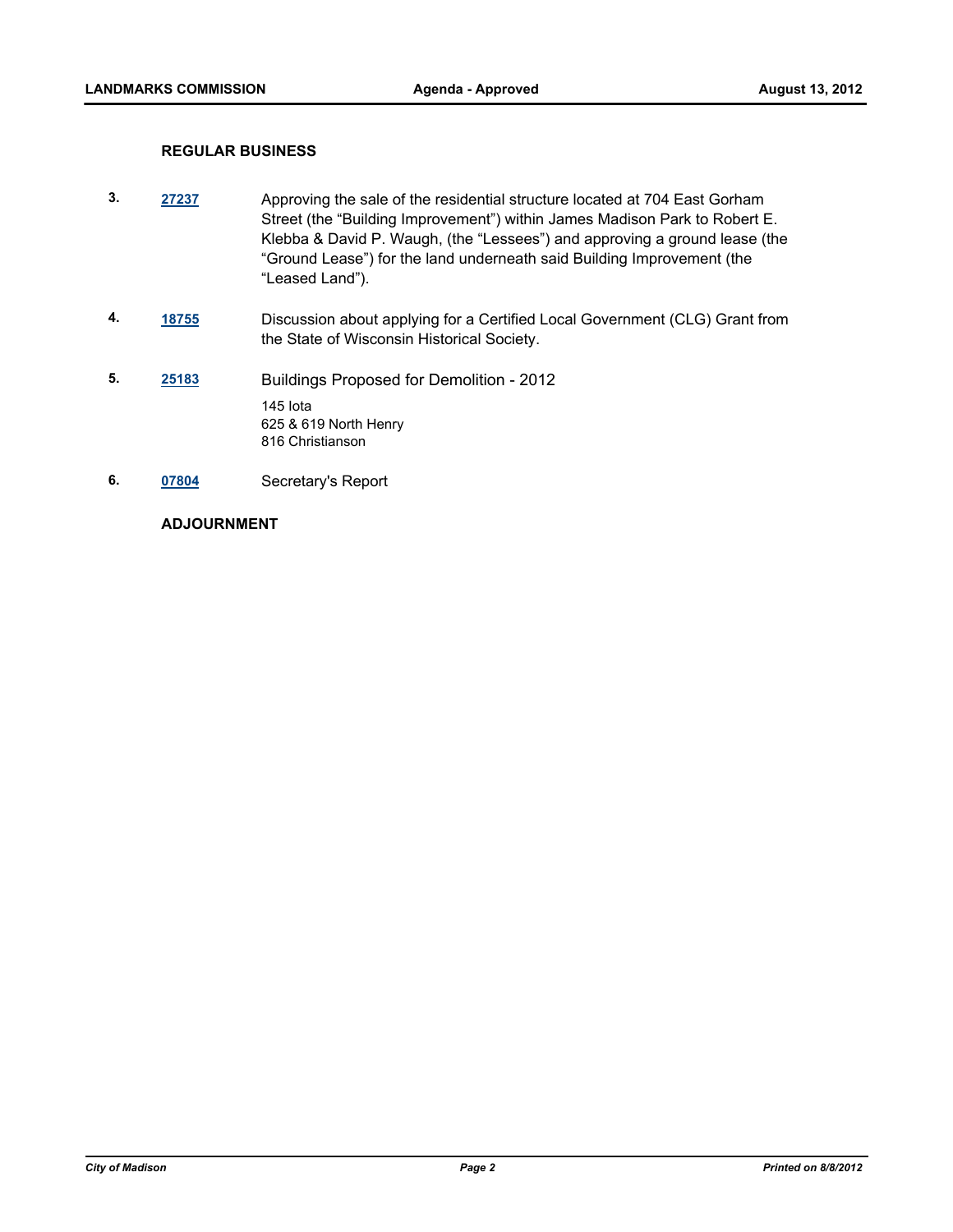## REGULAR BUSINESS

3. **27237** Approving the sale of the residential structure located at 704 East Gorham Street (the "Building Improvement") within James Madison Park to Robert E. Klebba & David P. Waugh, (the "Lessees") and approving a ground lease (the "Ground Lease") for the land underneath said Building Improvement (the "Leased Land").

4. **18755** Discussion about applying for a Certified Local Government (CLG) Grant from the State of Wisconsin Historical Society.

5. **25183** Buildings Proposed for Demolition - 2012

   145 Iota
   625 & 619 North Henry
   816 Christianson

6. **07804** Secretary's Report

## ADJOURNMENT